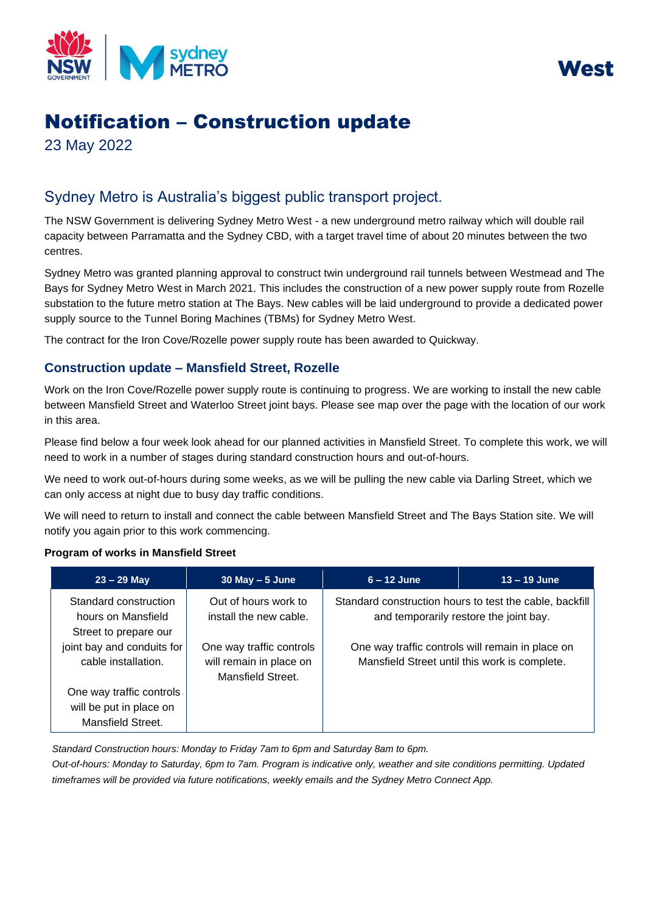West

# Notification – Construction update

23 May 2022

## Sydney Metro is Australia's biggest public transport project.

The NSW Government is delivering Sydney Metro West - a new underground metro railway which will double rail capacity between Parramatta and the Sydney CBD, with a target travel time of about 20 minutes between the two centres.

Sydney Metro was granted planning approval to construct twin underground rail tunnels between Westmead and The Bays for Sydney Metro West in March 2021. This includes the construction of a new power supply route from Rozelle substation to the future metro station at The Bays. New cables will be laid underground to provide a dedicated power supply source to the Tunnel Boring Machines (TBMs) for Sydney Metro West.

The contract for the Iron Cove/Rozelle power supply route has been awarded to Quickway.

### Construction update – Mansfield Street, Rozelle

Work on the Iron Cove/Rozelle power supply route is continuing to progress. We are working to install the new cable between Mansfield Street and Waterloo Street joint bays. Please see map over the page with the location of our work in this area.

Please find below a four week look ahead for our planned activities in Mansfield Street. To complete this work, we will need to work in a number of stages during standard construction hours and out-of-hours.

We need to work out-of-hours during some weeks, as we will be pulling the new cable via Darling Street, which we can only access at night due to busy day traffic conditions.

We will need to return to install and connect the cable between Mansfield Street and The Bays Station site. We will notify you again prior to this work commencing.

**Program of works in Mansfield Street**

| 23 – 29 May | 30 May – 5 June | 6 – 12 June | 13 – 19 June |
|---|---|---|---|
| Standard construction hours on Mansfield Street to prepare our joint bay and conduits for cable installation.<br><br>One way traffic controls will be put in place on Mansfield Street. | Out of hours work to install the new cable.<br><br>One way traffic controls will remain in place on Mansfield Street. | Standard construction hours to test the cable, backfill and temporarily restore the joint bay.<br><br>One way traffic controls will remain in place on Mansfield Street until this work is complete. | |

*Standard Construction hours: Monday to Friday 7am to 6pm and Saturday 8am to 6pm.*
*Out-of-hours: Monday to Saturday, 6pm to 7am. Program is indicative only, weather and site conditions permitting. Updated timeframes will be provided via future notifications, weekly emails and the Sydney Metro Connect App.*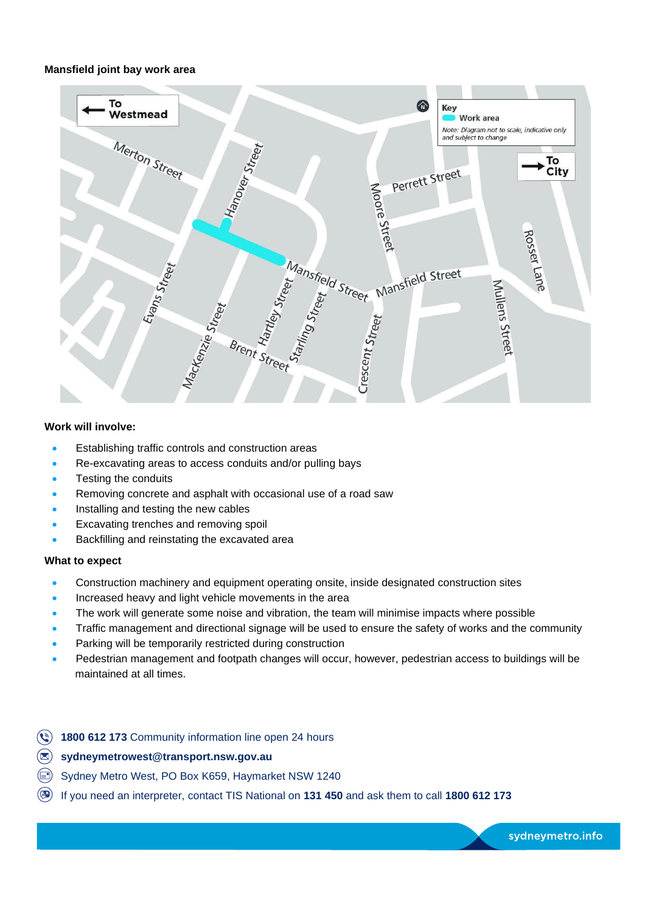**Mansfield joint bay work area**

**Work will involve:**

- Establishing traffic controls and construction areas
- Re-excavating areas to access conduits and/or pulling bays
- Testing the conduits
- Removing concrete and asphalt with occasional use of a road saw
- Installing and testing the new cables
- Excavating trenches and removing spoil
- Backfilling and reinstating the excavated area

**What to expect**

- Construction machinery and equipment operating onsite, inside designated construction sites
- Increased heavy and light vehicle movements in the area
- The work will generate some noise and vibration, the team will minimise impacts where possible
- Traffic management and directional signage will be used to ensure the safety of works and the community
- Parking will be temporarily restricted during construction
- Pedestrian management and footpath changes will occur, however, pedestrian access to buildings will be maintained at all times.

**1800 612 173** Community information line open 24 hours

**sydneymetrowest@transport.nsw.gov.au**

Sydney Metro West, PO Box K659, Haymarket NSW 1240

If you need an interpreter, contact TIS National on **131 450** and ask them to call **1800 612 173**

sydneymetro.info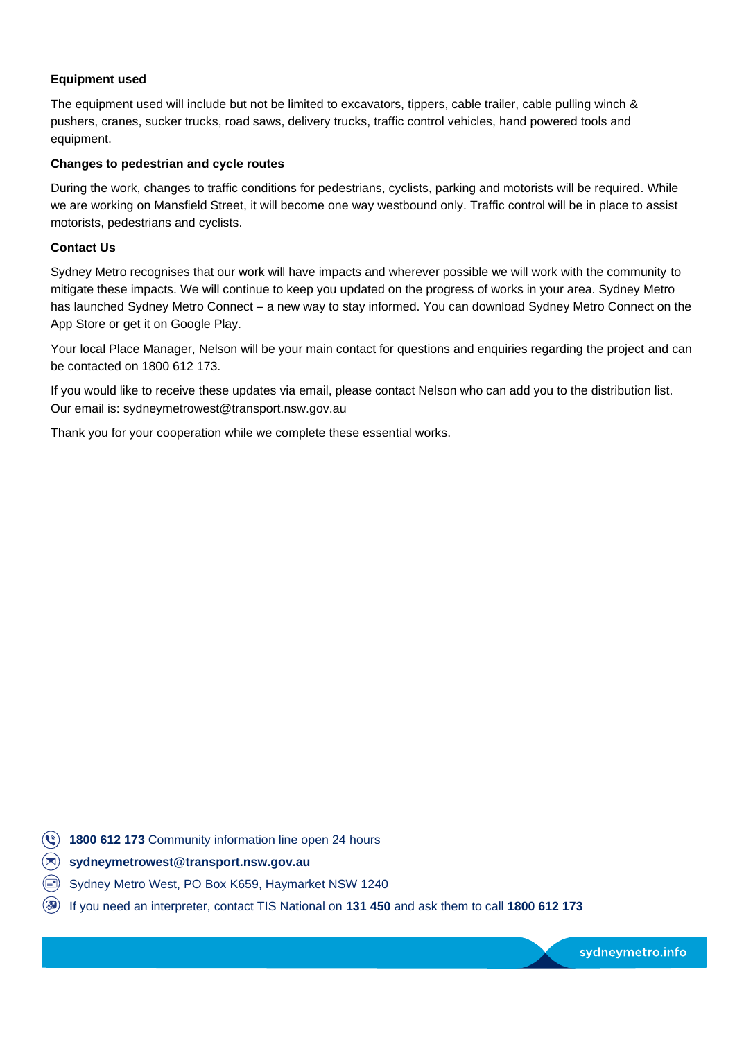**Equipment used**

The equipment used will include but not be limited to excavators, tippers, cable trailer, cable pulling winch & pushers, cranes, sucker trucks, road saws, delivery trucks, traffic control vehicles, hand powered tools and equipment.

**Changes to pedestrian and cycle routes**

During the work, changes to traffic conditions for pedestrians, cyclists, parking and motorists will be required. While we are working on Mansfield Street, it will become one way westbound only. Traffic control will be in place to assist motorists, pedestrians and cyclists.

**Contact Us**

Sydney Metro recognises that our work will have impacts and wherever possible we will work with the community to mitigate these impacts. We will continue to keep you updated on the progress of works in your area. Sydney Metro has launched Sydney Metro Connect – a new way to stay informed. You can download Sydney Metro Connect on the App Store or get it on Google Play.

Your local Place Manager, Nelson will be your main contact for questions and enquiries regarding the project and can be contacted on 1800 612 173.

If you would like to receive these updates via email, please contact Nelson who can add you to the distribution list. Our email is: sydneymetrowest@transport.nsw.gov.au

Thank you for your cooperation while we complete these essential works.

**1800 612 173** Community information line open 24 hours

**sydneymetrowest@transport.nsw.gov.au**

Sydney Metro West, PO Box K659, Haymarket NSW 1240

If you need an interpreter, contact TIS National on **131 450** and ask them to call **1800 612 173**

sydneymetro.info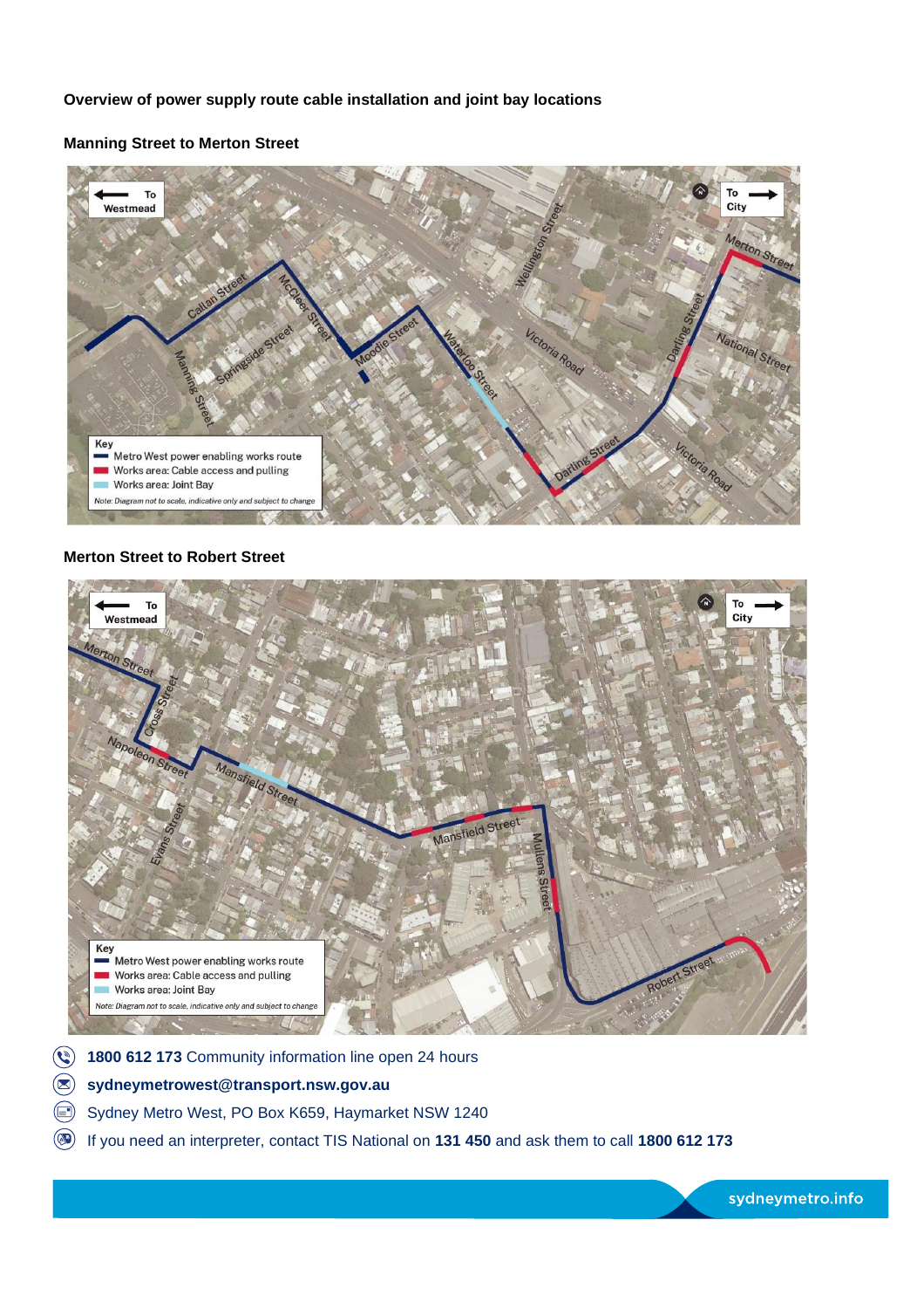**Overview of power supply route cable installation and joint bay locations**

**Manning Street to Merton Street**

To Westmead

To City

Merton Street

Wellington Street

Callan Street

McCleer Street

Springside Street

Manning Street

Moodie Street

Waterloo Street

Victoria Road

Darling Street

National Street

Darling Street

Victoria Road

Key

Metro West power enabling works route

Works area: Cable access and pulling

Works area: Joint Bay

*Note: Diagram not to scale, indicative only and subject to change*

**Merton Street to Robert Street**

To Westmead

To City

Merton Street

Cross Street

Napoleon Street

Evans Street

Mansfield Street

Mansfield Street

Mullens Street

Robert Street

Key

Metro West power enabling works route

Works area: Cable access and pulling

Works area: Joint Bay

*Note: Diagram not to scale, indicative only and subject to change*

**1800 612 173** Community information line open 24 hours

**sydneymetrowest@transport.nsw.gov.au**

Sydney Metro West, PO Box K659, Haymarket NSW 1240

If you need an interpreter, contact TIS National on **131 450** and ask them to call **1800 612 173**

sydneymetro.info